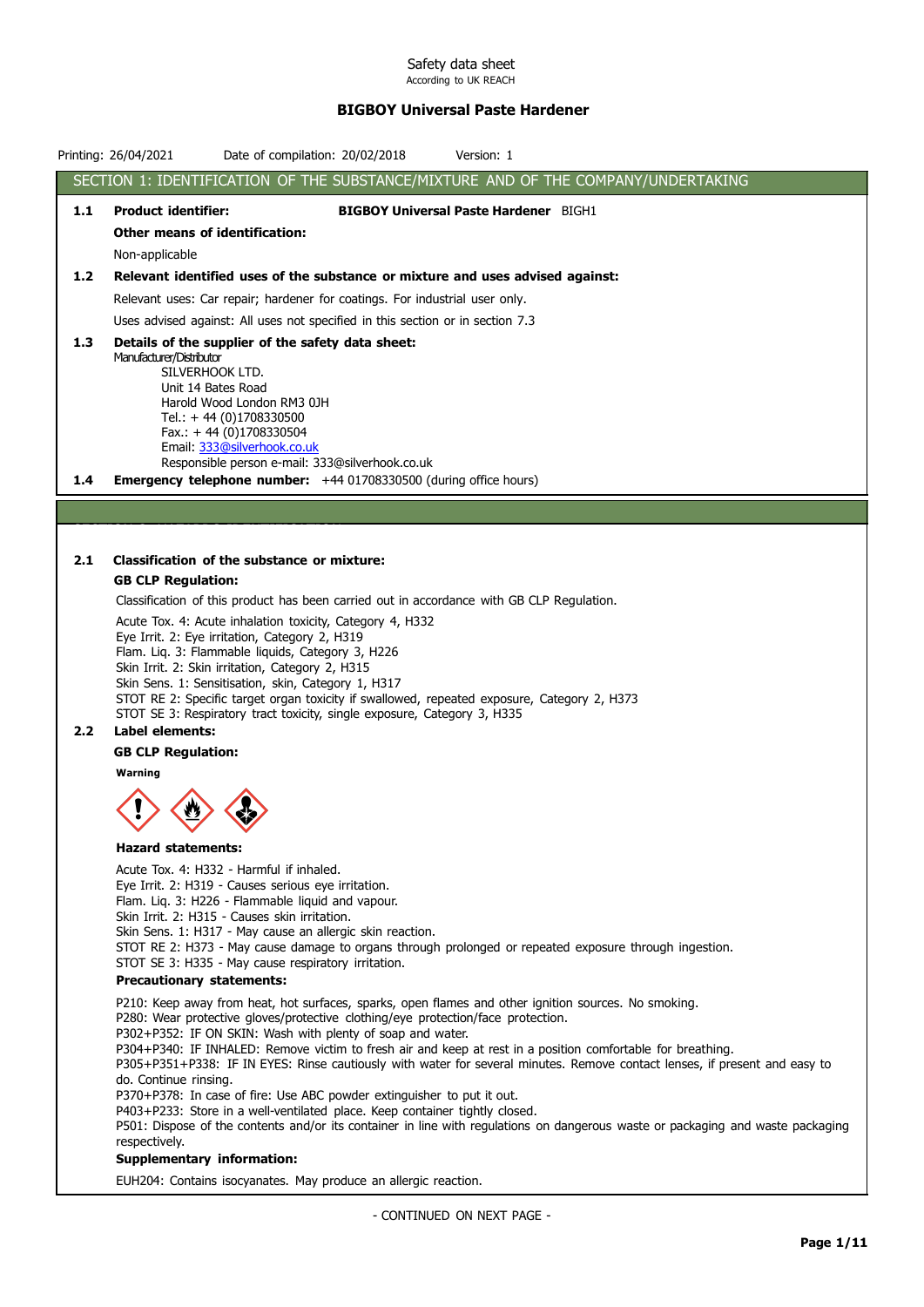Safety data sheet
According to UK REACH

# BIGBOY Universal Paste Hardener

Printing: 26/04/2021 Date of compilation: 20/02/2018 Version: 1

## SECTION 1: IDENTIFICATION OF THE SUBSTANCE/MIXTURE AND OF THE COMPANY/UNDERTAKING

**1.1 Product identifier:** **BIGBOY Universal Paste Hardener** BIGH1

**Other means of identification:**

Non-applicable

**1.2 Relevant identified uses of the substance or mixture and uses advised against:**

Relevant uses: Car repair; hardener for coatings. For industrial user only.

Uses advised against: All uses not specified in this section or in section 7.3

**1.3 Details of the supplier of the safety data sheet:**

Manufacturer/Distributor
SILVERHOOK LTD.
Unit 14 Bates Road
Harold Wood London RM3 0JH
Tel.: + 44 (0)1708330500
Fax.: + 44 (0)1708330504
Email: 333@silverhook.co.uk
Responsible person e-mail: 333@silverhook.co.uk

**1.4 Emergency telephone number:** +44 01708330500 (during office hours)

**2.1 Classification of the substance or mixture:**

**GB CLP Regulation:**

Classification of this product has been carried out in accordance with GB CLP Regulation.

Acute Tox. 4: Acute inhalation toxicity, Category 4, H332
Eye Irrit. 2: Eye irritation, Category 2, H319
Flam. Liq. 3: Flammable liquids, Category 3, H226
Skin Irrit. 2: Skin irritation, Category 2, H315
Skin Sens. 1: Sensitisation, skin, Category 1, H317
STOT RE 2: Specific target organ toxicity if swallowed, repeated exposure, Category 2, H373
STOT SE 3: Respiratory tract toxicity, single exposure, Category 3, H335

**2.2 Label elements:**

**GB CLP Regulation:**

**Warning**

**Hazard statements:**

Acute Tox. 4: H332 - Harmful if inhaled.
Eye Irrit. 2: H319 - Causes serious eye irritation.
Flam. Liq. 3: H226 - Flammable liquid and vapour.
Skin Irrit. 2: H315 - Causes skin irritation.
Skin Sens. 1: H317 - May cause an allergic skin reaction.
STOT RE 2: H373 - May cause damage to organs through prolonged or repeated exposure through ingestion.
STOT SE 3: H335 - May cause respiratory irritation.

**Precautionary statements:**

P210: Keep away from heat, hot surfaces, sparks, open flames and other ignition sources. No smoking.
P280: Wear protective gloves/protective clothing/eye protection/face protection.
P302+P352: IF ON SKIN: Wash with plenty of soap and water.
P304+P340: IF INHALED: Remove victim to fresh air and keep at rest in a position comfortable for breathing.
P305+P351+P338: IF IN EYES: Rinse cautiously with water for several minutes. Remove contact lenses, if present and easy to do. Continue rinsing.
P370+P378: In case of fire: Use ABC powder extinguisher to put it out.
P403+P233: Store in a well-ventilated place. Keep container tightly closed.
P501: Dispose of the contents and/or its container in line with regulations on dangerous waste or packaging and waste packaging respectively.

**Supplementary information:**

EUH204: Contains isocyanates. May produce an allergic reaction.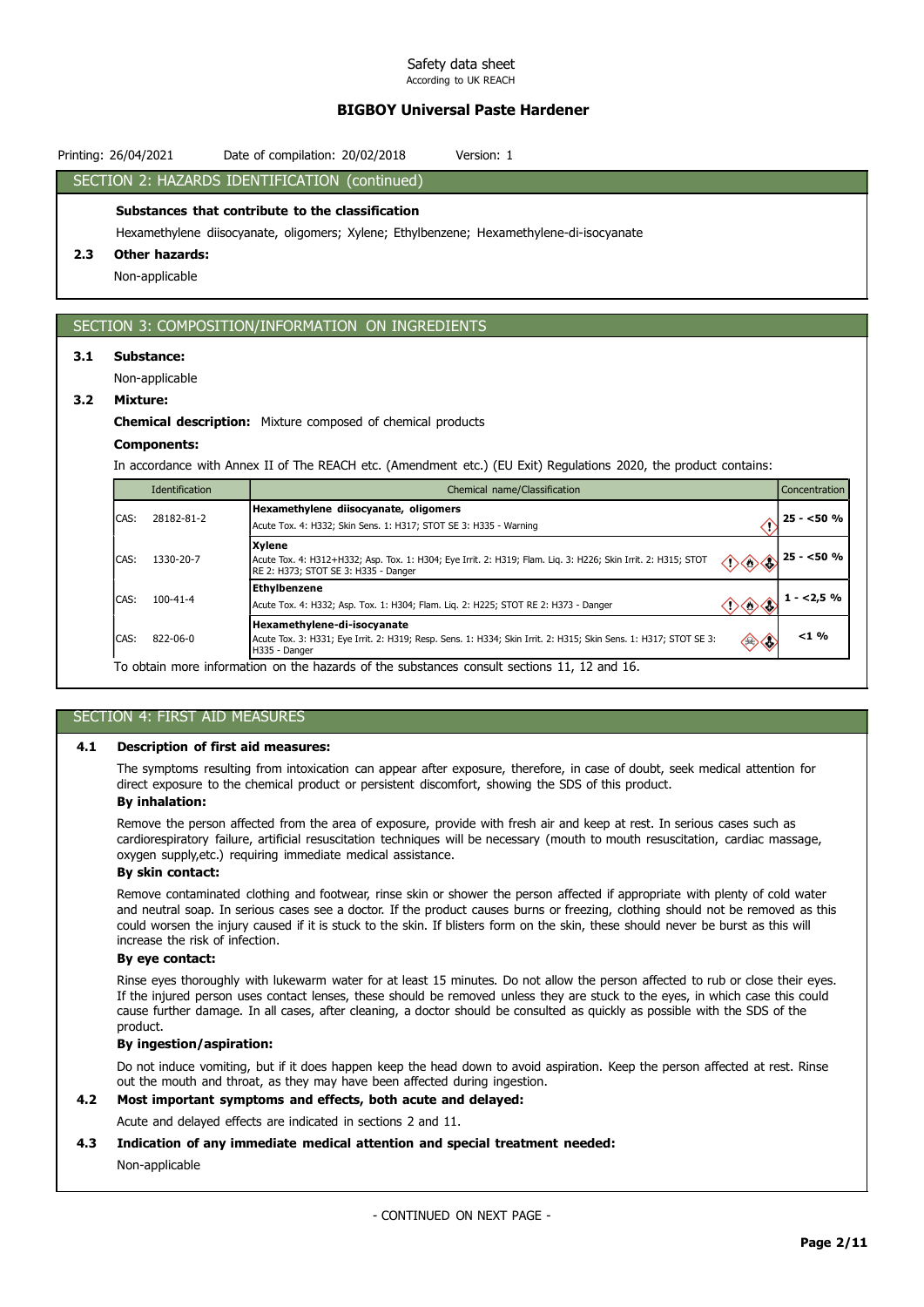## SECTION 2: HAZARDS IDENTIFICATION (continued)

**Substances that contribute to the classification**

Hexamethylene diisocyanate, oligomers; Xylene; Ethylbenzene; Hexamethylene-di-isocyanate

**2.3 Other hazards:**

Non-applicable

## SECTION 3: COMPOSITION/INFORMATION ON INGREDIENTS

**3.1 Substance:**

Non-applicable

**3.2 Mixture:**

**Chemical description:** Mixture composed of chemical products

**Components:**

In accordance with Annex II of The REACH etc. (Amendment etc.) (EU Exit) Regulations 2020, the product contains:

| Identification | | Chemical name/Classification | Concentration |
|---|---|---|---|
| CAS: | 28182-81-2 | **Hexamethylene diisocyanate, oligomers**<br>Acute Tox. 4: H332; Skin Sens. 1: H317; STOT SE 3: H335 - Warning | 25 - <50 % |
| CAS: | 1330-20-7 | **Xylene**<br>Acute Tox. 4: H312+H332; Asp. Tox. 1: H304; Eye Irrit. 2: H319; Flam. Liq. 3: H226; Skin Irrit. 2: H315; STOT RE 2: H373; STOT SE 3: H335 - Danger | 25 - <50 % |
| CAS: | 100-41-4 | **Ethylbenzene**<br>Acute Tox. 4: H332; Asp. Tox. 1: H304; Flam. Liq. 2: H225; STOT RE 2: H373 - Danger | 1 - <2,5 % |
| CAS: | 822-06-0 | **Hexamethylene-di-isocyanate**<br>Acute Tox. 3: H331; Eye Irrit. 2: H319; Resp. Sens. 1: H334; Skin Irrit. 2: H315; Skin Sens. 1: H317; STOT SE 3: H335 - Danger | <1 % |

To obtain more information on the hazards of the substances consult sections 11, 12 and 16.

## SECTION 4: FIRST AID MEASURES

**4.1 Description of first aid measures:**

The symptoms resulting from intoxication can appear after exposure, therefore, in case of doubt, seek medical attention for direct exposure to the chemical product or persistent discomfort, showing the SDS of this product.

**By inhalation:**

Remove the person affected from the area of exposure, provide with fresh air and keep at rest. In serious cases such as cardiorespiratory failure, artificial resuscitation techniques will be necessary (mouth to mouth resuscitation, cardiac massage, oxygen supply,etc.) requiring immediate medical assistance.

**By skin contact:**

Remove contaminated clothing and footwear, rinse skin or shower the person affected if appropriate with plenty of cold water and neutral soap. In serious cases see a doctor. If the product causes burns or freezing, clothing should not be removed as this could worsen the injury caused if it is stuck to the skin. If blisters form on the skin, these should never be burst as this will increase the risk of infection.

**By eye contact:**

Rinse eyes thoroughly with lukewarm water for at least 15 minutes. Do not allow the person affected to rub or close their eyes. If the injured person uses contact lenses, these should be removed unless they are stuck to the eyes, in which case this could cause further damage. In all cases, after cleaning, a doctor should be consulted as quickly as possible with the SDS of the product.

**By ingestion/aspiration:**

Do not induce vomiting, but if it does happen keep the head down to avoid aspiration. Keep the person affected at rest. Rinse out the mouth and throat, as they may have been affected during ingestion.

**4.2 Most important symptoms and effects, both acute and delayed:**

Acute and delayed effects are indicated in sections 2 and 11.

**4.3 Indication of any immediate medical attention and special treatment needed:**

Non-applicable

- CONTINUED ON NEXT PAGE -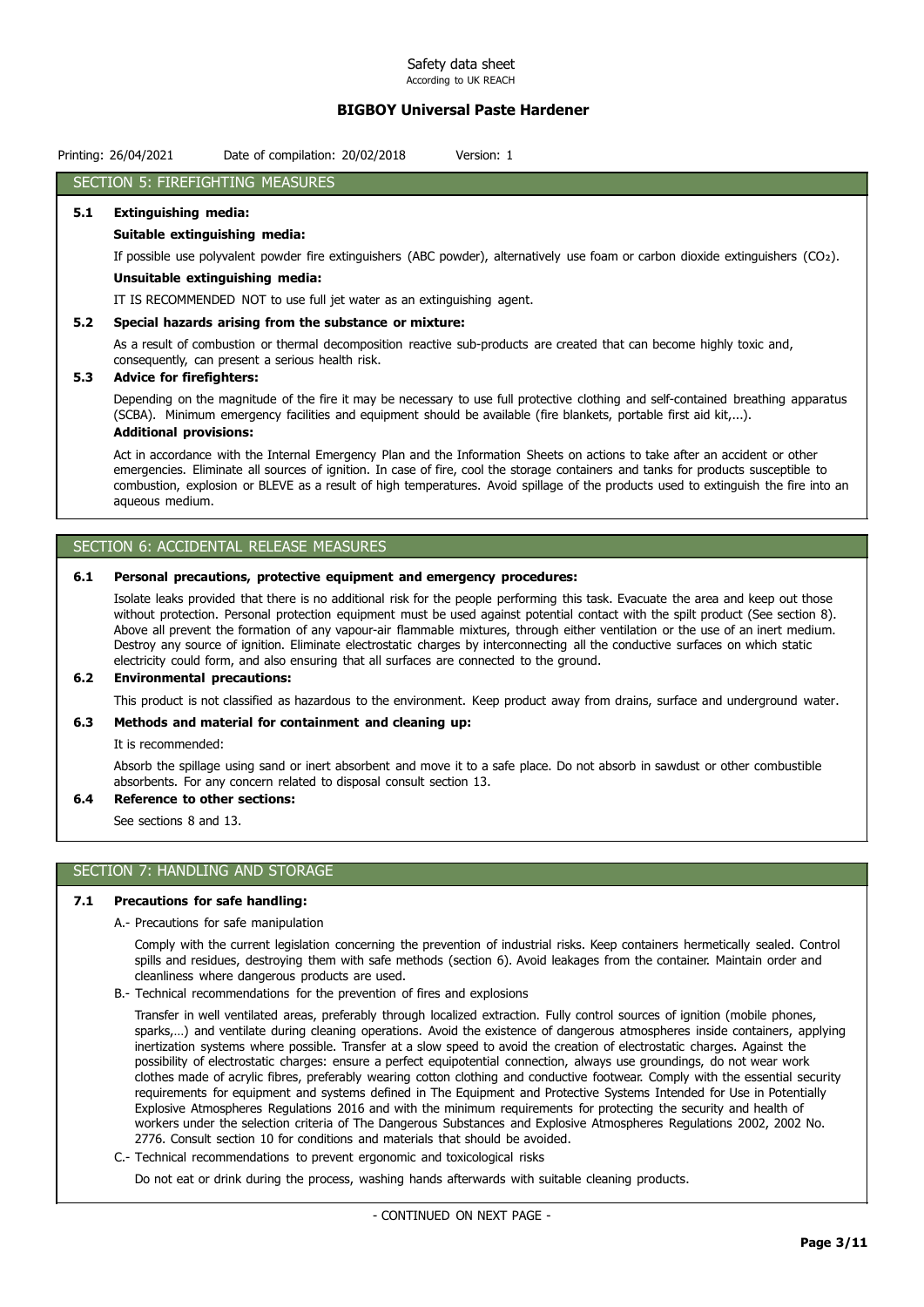## SECTION 5: FIREFIGHTING MEASURES

### 5.1 Extinguishing media:

**Suitable extinguishing media:**

If possible use polyvalent powder fire extinguishers (ABC powder), alternatively use foam or carbon dioxide extinguishers ($CO_2$).

**Unsuitable extinguishing media:**

IT IS RECOMMENDED NOT to use full jet water as an extinguishing agent.

### 5.2 Special hazards arising from the substance or mixture:

As a result of combustion or thermal decomposition reactive sub-products are created that can become highly toxic and, consequently, can present a serious health risk.

### 5.3 Advice for firefighters:

Depending on the magnitude of the fire it may be necessary to use full protective clothing and self-contained breathing apparatus (SCBA). Minimum emergency facilities and equipment should be available (fire blankets, portable first aid kit,...).

**Additional provisions:**

Act in accordance with the Internal Emergency Plan and the Information Sheets on actions to take after an accident or other emergencies. Eliminate all sources of ignition. In case of fire, cool the storage containers and tanks for products susceptible to combustion, explosion or BLEVE as a result of high temperatures. Avoid spillage of the products used to extinguish the fire into an aqueous medium.

## SECTION 6: ACCIDENTAL RELEASE MEASURES

### 6.1 Personal precautions, protective equipment and emergency procedures:

Isolate leaks provided that there is no additional risk for the people performing this task. Evacuate the area and keep out those without protection. Personal protection equipment must be used against potential contact with the spilt product (See section 8). Above all prevent the formation of any vapour-air flammable mixtures, through either ventilation or the use of an inert medium. Destroy any source of ignition. Eliminate electrostatic charges by interconnecting all the conductive surfaces on which static electricity could form, and also ensuring that all surfaces are connected to the ground.

### 6.2 Environmental precautions:

This product is not classified as hazardous to the environment. Keep product away from drains, surface and underground water.

### 6.3 Methods and material for containment and cleaning up:

It is recommended:

Absorb the spillage using sand or inert absorbent and move it to a safe place. Do not absorb in sawdust or other combustible absorbents. For any concern related to disposal consult section 13.

### 6.4 Reference to other sections:

See sections 8 and 13.

## SECTION 7: HANDLING AND STORAGE

### 7.1 Precautions for safe handling:

A.- Precautions for safe manipulation

Comply with the current legislation concerning the prevention of industrial risks. Keep containers hermetically sealed. Control spills and residues, destroying them with safe methods (section 6). Avoid leakages from the container. Maintain order and cleanliness where dangerous products are used.

B.- Technical recommendations for the prevention of fires and explosions

Transfer in well ventilated areas, preferably through localized extraction. Fully control sources of ignition (mobile phones, sparks,…) and ventilate during cleaning operations. Avoid the existence of dangerous atmospheres inside containers, applying inertization systems where possible. Transfer at a slow speed to avoid the creation of electrostatic charges. Against the possibility of electrostatic charges: ensure a perfect equipotential connection, always use groundings, do not wear work clothes made of acrylic fibres, preferably wearing cotton clothing and conductive footwear. Comply with the essential security requirements for equipment and systems defined in The Equipment and Protective Systems Intended for Use in Potentially Explosive Atmospheres Regulations 2016 and with the minimum requirements for protecting the security and health of workers under the selection criteria of The Dangerous Substances and Explosive Atmospheres Regulations 2002, 2002 No. 2776. Consult section 10 for conditions and materials that should be avoided.

C.- Technical recommendations to prevent ergonomic and toxicological risks

Do not eat or drink during the process, washing hands afterwards with suitable cleaning products.

- CONTINUED ON NEXT PAGE -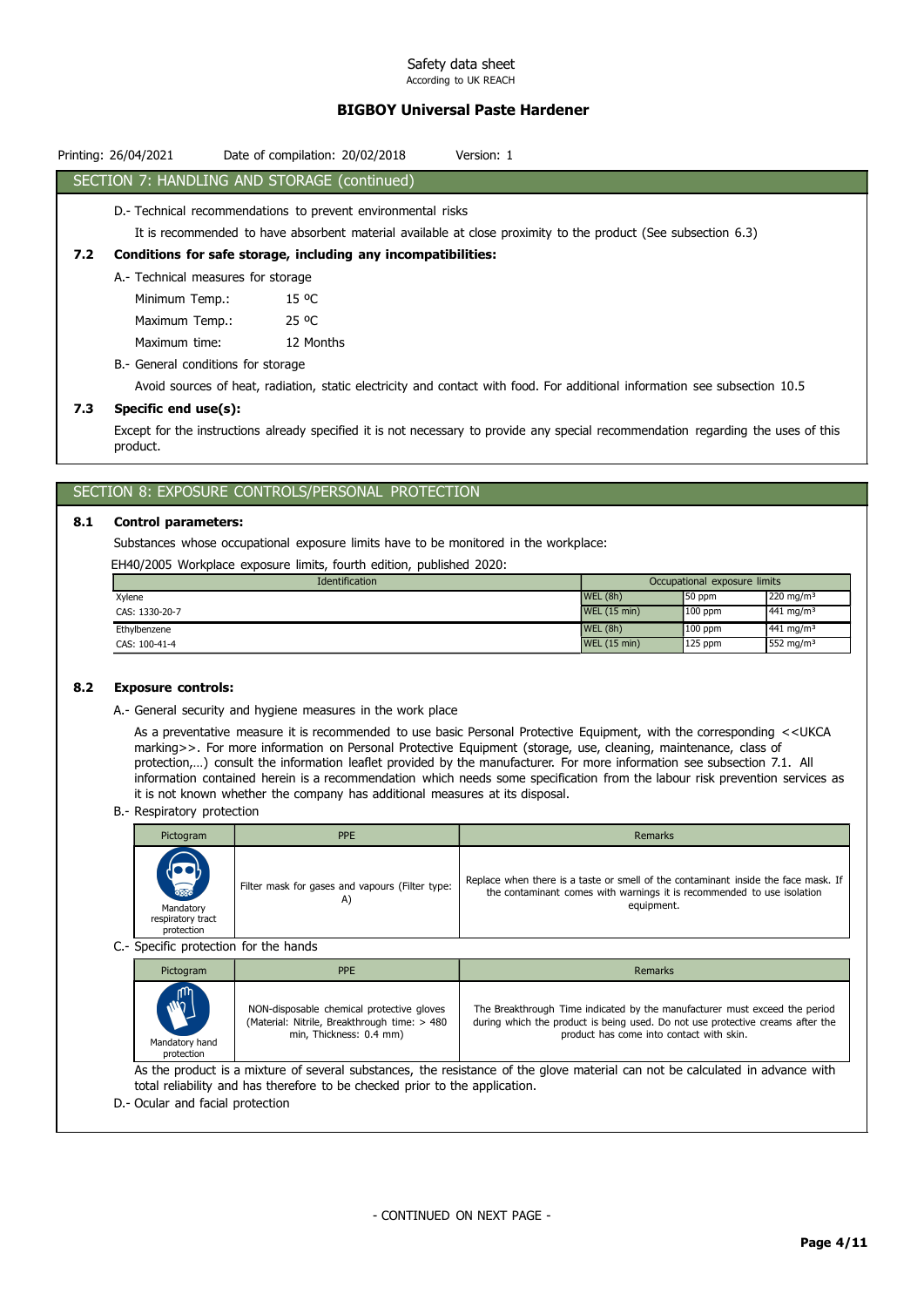## SECTION 7: HANDLING AND STORAGE (continued)

D.- Technical recommendations to prevent environmental risks

It is recommended to have absorbent material available at close proximity to the product (See subsection 6.3)

### 7.2 Conditions for safe storage, including any incompatibilities:

A.- Technical measures for storage

| | |
|---|---|
| Minimum Temp.: | 15 ºC |
| Maximum Temp.: | 25 ºC |
| Maximum time: | 12 Months |

B.- General conditions for storage

Avoid sources of heat, radiation, static electricity and contact with food. For additional information see subsection 10.5

### 7.3 Specific end use(s):

Except for the instructions already specified it is not necessary to provide any special recommendation regarding the uses of this product.

## SECTION 8: EXPOSURE CONTROLS/PERSONAL PROTECTION

### 8.1 Control parameters:

Substances whose occupational exposure limits have to be monitored in the workplace:

EH40/2005 Workplace exposure limits, fourth edition, published 2020:

| Identification | Occupational exposure limits | | |
|---|---|---|---|
| Xylene | WEL (8h) | 50 ppm | 220 mg/m³ |
| CAS: 1330-20-7 | WEL (15 min) | 100 ppm | 441 mg/m³ |
| Ethylbenzene | WEL (8h) | 100 ppm | 441 mg/m³ |
| CAS: 100-41-4 | WEL (15 min) | 125 ppm | 552 mg/m³ |

### 8.2 Exposure controls:

A.- General security and hygiene measures in the work place

As a preventative measure it is recommended to use basic Personal Protective Equipment, with the corresponding <<UKCA marking>>. For more information on Personal Protective Equipment (storage, use, cleaning, maintenance, class of protection,…) consult the information leaflet provided by the manufacturer. For more information see subsection 7.1. All information contained herein is a recommendation which needs some specification from the labour risk prevention services as it is not known whether the company has additional measures at its disposal.

B.- Respiratory protection

| Pictogram | PPE | Remarks |
|---|---|---|
| Mandatory respiratory tract protection | Filter mask for gases and vapours (Filter type: A) | Replace when there is a taste or smell of the contaminant inside the face mask. If the contaminant comes with warnings it is recommended to use isolation equipment. |

C.- Specific protection for the hands

| Pictogram | PPE | Remarks |
|---|---|---|
| Mandatory hand protection | NON-disposable chemical protective gloves (Material: Nitrile, Breakthrough time: > 480 min, Thickness: 0.4 mm) | The Breakthrough Time indicated by the manufacturer must exceed the period during which the product is being used. Do not use protective creams after the product has come into contact with skin. |

As the product is a mixture of several substances, the resistance of the glove material can not be calculated in advance with total reliability and has therefore to be checked prior to the application.

D.- Ocular and facial protection

- CONTINUED ON NEXT PAGE -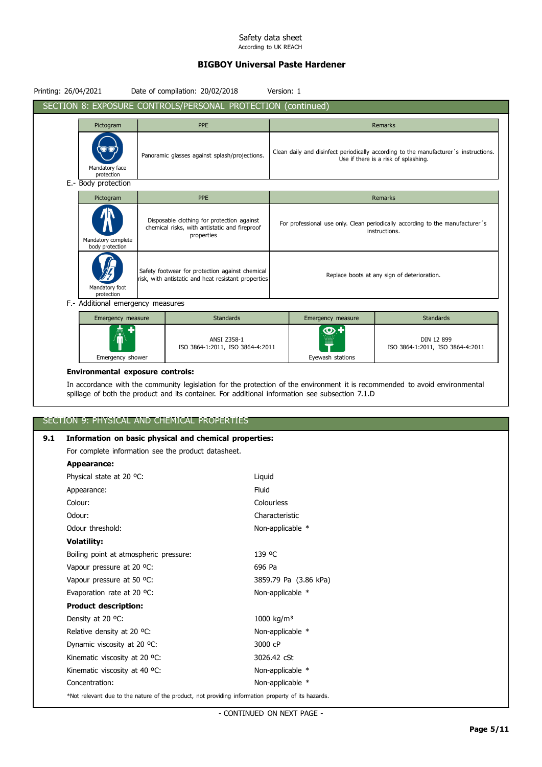## SECTION 8: EXPOSURE CONTROLS/PERSONAL PROTECTION (continued)

| Pictogram | PPE | Remarks |
|---|---|---|
| Mandatory face protection | Panoramic glasses against splash/projections. | Clean daily and disinfect periodically according to the manufacturer´s instructions. Use if there is a risk of splashing. |

E.- Body protection

| Pictogram | PPE | Remarks |
|---|---|---|
| Mandatory complete body protection | Disposable clothing for protection against chemical risks, with antistatic and fireproof properties | For professional use only. Clean periodically according to the manufacturer´s instructions. |
| Mandatory foot protection | Safety footwear for protection against chemical risk, with antistatic and heat resistant properties | Replace boots at any sign of deterioration. |

F.- Additional emergency measures

| Emergency measure | Standards | Emergency measure | Standards |
|---|---|---|---|
| Emergency shower | ANSI Z358-1<br>ISO 3864-1:2011, ISO 3864-4:2011 | Eyewash stations | DIN 12 899<br>ISO 3864-1:2011, ISO 3864-4:2011 |

**Environmental exposure controls:**

In accordance with the community legislation for the protection of the environment it is recommended to avoid environmental spillage of both the product and its container. For additional information see subsection 7.1.D

## SECTION 9: PHYSICAL AND CHEMICAL PROPERTIES

**9.1 Information on basic physical and chemical properties:**

For complete information see the product datasheet.

**Appearance:**

| | |
|---|---|
| Physical state at 20 ºC: | Liquid |
| Appearance: | Fluid |
| Colour: | Colourless |
| Odour: | Characteristic |
| Odour threshold: | Non-applicable * |

**Volatility:**

| | |
|---|---|
| Boiling point at atmospheric pressure: | 139 ºC |
| Vapour pressure at 20 ºC: | 696 Pa |
| Vapour pressure at 50 ºC: | 3859.79 Pa (3.86 kPa) |
| Evaporation rate at 20 ºC: | Non-applicable * |

**Product description:**

| | |
|---|---|
| Density at 20 ºC: | 1000 kg/m³ |
| Relative density at 20 ºC: | Non-applicable * |
| Dynamic viscosity at 20 ºC: | 3000 cP |
| Kinematic viscosity at 20 ºC: | 3026.42 cSt |
| Kinematic viscosity at 40 ºC: | Non-applicable * |
| Concentration: | Non-applicable * |

*Not relevant due to the nature of the product, not providing information property of its hazards.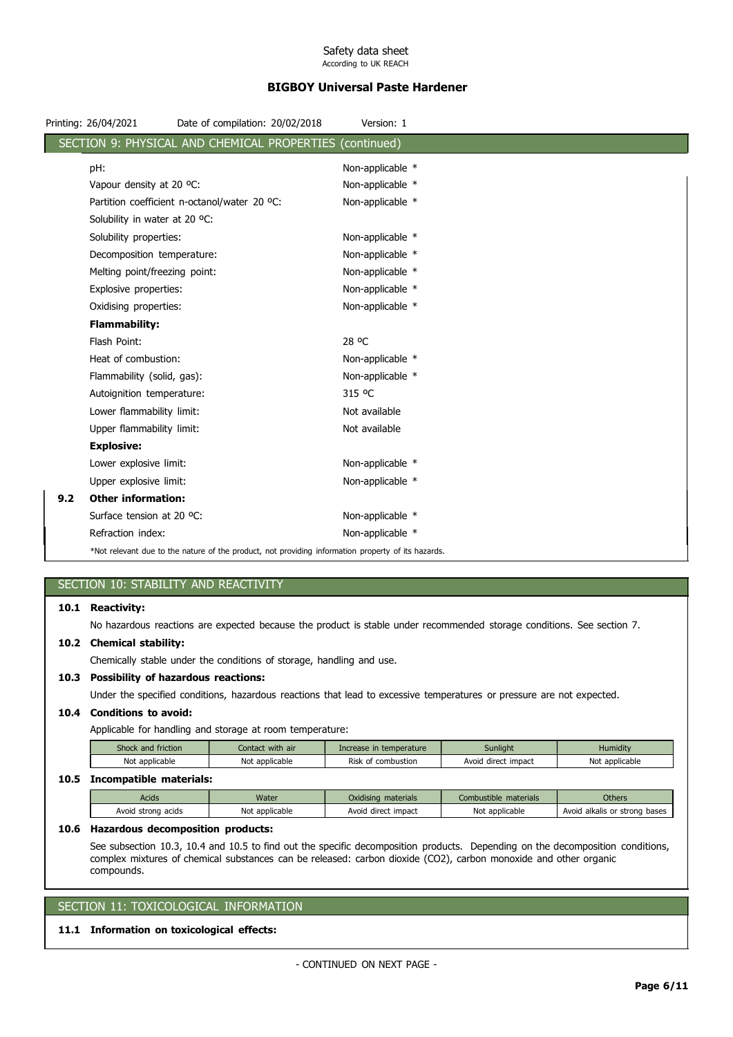## SECTION 9: PHYSICAL AND CHEMICAL PROPERTIES (continued)

| | |
|---|---|
| pH: | Non-applicable * |
| Vapour density at 20 ºC: | Non-applicable * |
| Partition coefficient n-octanol/water 20 ºC: | Non-applicable * |
| Solubility in water at 20 ºC: | |
| Solubility properties: | Non-applicable * |
| Decomposition temperature: | Non-applicable * |
| Melting point/freezing point: | Non-applicable * |
| Explosive properties: | Non-applicable * |
| Oxidising properties: | Non-applicable * |
| **Flammability:** | |
| Flash Point: | 28 ºC |
| Heat of combustion: | Non-applicable * |
| Flammability (solid, gas): | Non-applicable * |
| Autoignition temperature: | 315 ºC |
| Lower flammability limit: | Not available |
| Upper flammability limit: | Not available |
| **Explosive:** | |
| Lower explosive limit: | Non-applicable * |
| Upper explosive limit: | Non-applicable * |

**9.2 Other information:**

| | |
|---|---|
| Surface tension at 20 ºC: | Non-applicable * |
| Refraction index: | Non-applicable * |

*Not relevant due to the nature of the product, not providing information property of its hazards.

## SECTION 10: STABILITY AND REACTIVITY

**10.1 Reactivity:**

No hazardous reactions are expected because the product is stable under recommended storage conditions. See section 7.

**10.2 Chemical stability:**

Chemically stable under the conditions of storage, handling and use.

**10.3 Possibility of hazardous reactions:**

Under the specified conditions, hazardous reactions that lead to excessive temperatures or pressure are not expected.

**10.4 Conditions to avoid:**

Applicable for handling and storage at room temperature:

| Shock and friction | Contact with air | Increase in temperature | Sunlight | Humidity |
|---|---|---|---|---|
| Not applicable | Not applicable | Risk of combustion | Avoid direct impact | Not applicable |

**10.5 Incompatible materials:**

| Acids | Water | Oxidising materials | Combustible materials | Others |
|---|---|---|---|---|
| Avoid strong acids | Not applicable | Avoid direct impact | Not applicable | Avoid alkalis or strong bases |

**10.6 Hazardous decomposition products:**

See subsection 10.3, 10.4 and 10.5 to find out the specific decomposition products. Depending on the decomposition conditions, complex mixtures of chemical substances can be released: carbon dioxide ($CO_2$), carbon monoxide and other organic compounds.

## SECTION 11: TOXICOLOGICAL INFORMATION

**11.1 Information on toxicological effects:**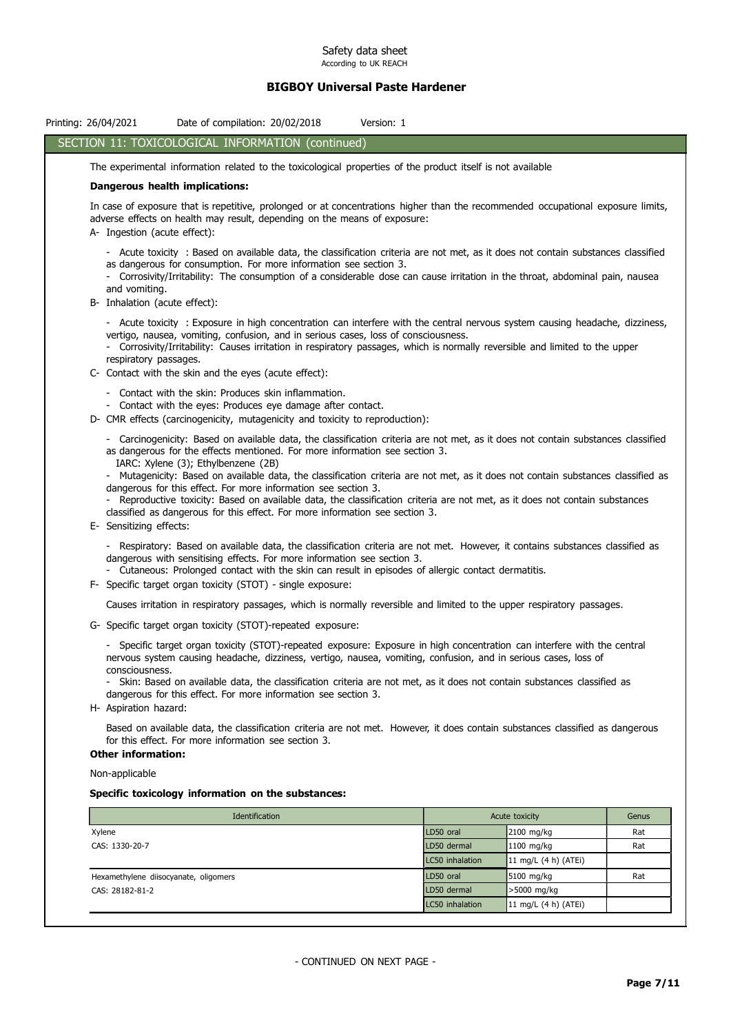## SECTION 11: TOXICOLOGICAL INFORMATION (continued)

The experimental information related to the toxicological properties of the product itself is not available

**Dangerous health implications:**

In case of exposure that is repetitive, prolonged or at concentrations higher than the recommended occupational exposure limits, adverse effects on health may result, depending on the means of exposure:

A- Ingestion (acute effect):

- Acute toxicity : Based on available data, the classification criteria are not met, as it does not contain substances classified as dangerous for consumption. For more information see section 3.
- Corrosivity/Irritability: The consumption of a considerable dose can cause irritation in the throat, abdominal pain, nausea and vomiting.

B- Inhalation (acute effect):

- Acute toxicity : Exposure in high concentration can interfere with the central nervous system causing headache, dizziness, vertigo, nausea, vomiting, confusion, and in serious cases, loss of consciousness.
- Corrosivity/Irritability: Causes irritation in respiratory passages, which is normally reversible and limited to the upper respiratory passages.

C- Contact with the skin and the eyes (acute effect):

- Contact with the skin: Produces skin inflammation.
- Contact with the eyes: Produces eye damage after contact.

D- CMR effects (carcinogenicity, mutagenicity and toxicity to reproduction):

- Carcinogenicity: Based on available data, the classification criteria are not met, as it does not contain substances classified as dangerous for the effects mentioned. For more information see section 3.
  IARC: Xylene (3); Ethylbenzene (2B)
- Mutagenicity: Based on available data, the classification criteria are not met, as it does not contain substances classified as dangerous for this effect. For more information see section 3.
- Reproductive toxicity: Based on available data, the classification criteria are not met, as it does not contain substances classified as dangerous for this effect. For more information see section 3.

E- Sensitizing effects:

- Respiratory: Based on available data, the classification criteria are not met. However, it contains substances classified as dangerous with sensitising effects. For more information see section 3.
- Cutaneous: Prolonged contact with the skin can result in episodes of allergic contact dermatitis.

F- Specific target organ toxicity (STOT) - single exposure:

Causes irritation in respiratory passages, which is normally reversible and limited to the upper respiratory passages.

G- Specific target organ toxicity (STOT)-repeated exposure:

- Specific target organ toxicity (STOT)-repeated exposure: Exposure in high concentration can interfere with the central nervous system causing headache, dizziness, vertigo, nausea, vomiting, confusion, and in serious cases, loss of consciousness.
- Skin: Based on available data, the classification criteria are not met, as it does not contain substances classified as dangerous for this effect. For more information see section 3.

H- Aspiration hazard:

Based on available data, the classification criteria are not met. However, it does contain substances classified as dangerous for this effect. For more information see section 3.

**Other information:**

Non-applicable

**Specific toxicology information on the substances:**

| Identification | Acute toxicity | | Genus |
|---|---|---|---|
| Xylene | LD50 oral | 2100 mg/kg | Rat |
| CAS: 1330-20-7 | LD50 dermal | 1100 mg/kg | Rat |
| | LC50 inhalation | 11 mg/L (4 h) (ATEi) | |
| Hexamethylene diisocyanate, oligomers | LD50 oral | 5100 mg/kg | Rat |
| CAS: 28182-81-2 | LD50 dermal | >5000 mg/kg | |
| | LC50 inhalation | 11 mg/L (4 h) (ATEi) | |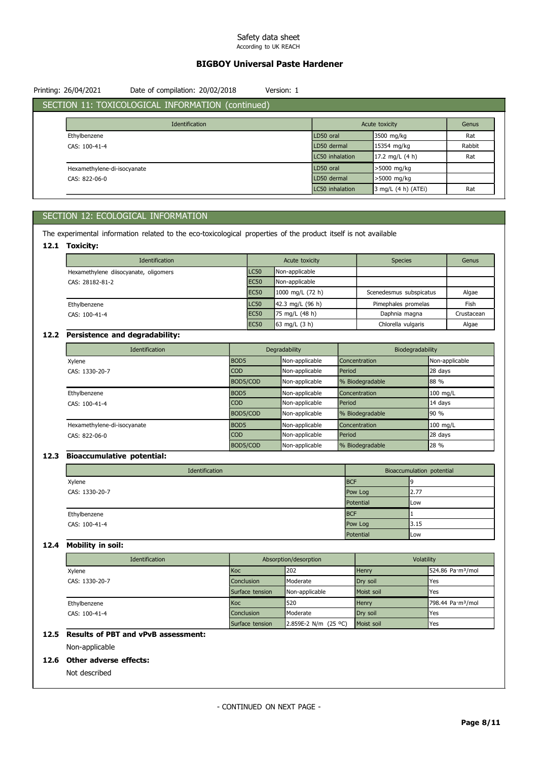## SECTION 11: TOXICOLOGICAL INFORMATION (continued)

| Identification | Acute toxicity | | Genus |
|---|---|---|---|
| Ethylbenzene | LD50 oral | 3500 mg/kg | Rat |
| CAS: 100-41-4 | LD50 dermal | 15354 mg/kg | Rabbit |
| | LC50 inhalation | 17.2 mg/L (4 h) | Rat |
| Hexamethylene-di-isocyanate | LD50 oral | >5000 mg/kg | |
| CAS: 822-06-0 | LD50 dermal | >5000 mg/kg | |
| | LC50 inhalation | 3 mg/L (4 h) (ATEi) | Rat |

## SECTION 12: ECOLOGICAL INFORMATION

The experimental information related to the eco-toxicological properties of the product itself is not available

### 12.1 Toxicity:

| Identification | Acute toxicity | | Species | Genus |
|---|---|---|---|---|
| Hexamethylene diisocyanate, oligomers | LC50 | Non-applicable | | |
| CAS: 28182-81-2 | EC50 | Non-applicable | | |
| | EC50 | 1000 mg/L (72 h) | Scenedesmus subspicatus | Algae |
| Ethylbenzene | LC50 | 42.3 mg/L (96 h) | Pimephales promelas | Fish |
| CAS: 100-41-4 | EC50 | 75 mg/L (48 h) | Daphnia magna | Crustacean |
| | EC50 | 63 mg/L (3 h) | Chlorella vulgaris | Algae |

### 12.2 Persistence and degradability:

| Identification | Degradability | | Biodegradability | |
|---|---|---|---|---|
| Xylene | BOD5 | Non-applicable | Concentration | Non-applicable |
| CAS: 1330-20-7 | COD | Non-applicable | Period | 28 days |
| | BOD5/COD | Non-applicable | % Biodegradable | 88 % |
| Ethylbenzene | BOD5 | Non-applicable | Concentration | 100 mg/L |
| CAS: 100-41-4 | COD | Non-applicable | Period | 14 days |
| | BOD5/COD | Non-applicable | % Biodegradable | 90 % |
| Hexamethylene-di-isocyanate | BOD5 | Non-applicable | Concentration | 100 mg/L |
| CAS: 822-06-0 | COD | Non-applicable | Period | 28 days |
| | BOD5/COD | Non-applicable | % Biodegradable | 28 % |

### 12.3 Bioaccumulative potential:

| Identification | Bioaccumulation potential | |
|---|---|---|
| Xylene | BCF | 9 |
| CAS: 1330-20-7 | Pow Log | 2.77 |
| | Potential | Low |
| Ethylbenzene | BCF | 1 |
| CAS: 100-41-4 | Pow Log | 3.15 |
| | Potential | Low |

### 12.4 Mobility in soil:

| Identification | Absorption/desorption | | Volatility | |
|---|---|---|---|---|
| Xylene | Koc | 202 | Henry | 524.86 Pa·m³/mol |
| CAS: 1330-20-7 | Conclusion | Moderate | Dry soil | Yes |
| | Surface tension | Non-applicable | Moist soil | Yes |
| Ethylbenzene | Koc | 520 | Henry | 798.44 Pa·m³/mol |
| CAS: 100-41-4 | Conclusion | Moderate | Dry soil | Yes |
| | Surface tension | 2.859E-2 N/m (25 ºC) | Moist soil | Yes |

### 12.5 Results of PBT and vPvB assessment:

Non-applicable

### 12.6 Other adverse effects:

Not described

- CONTINUED ON NEXT PAGE -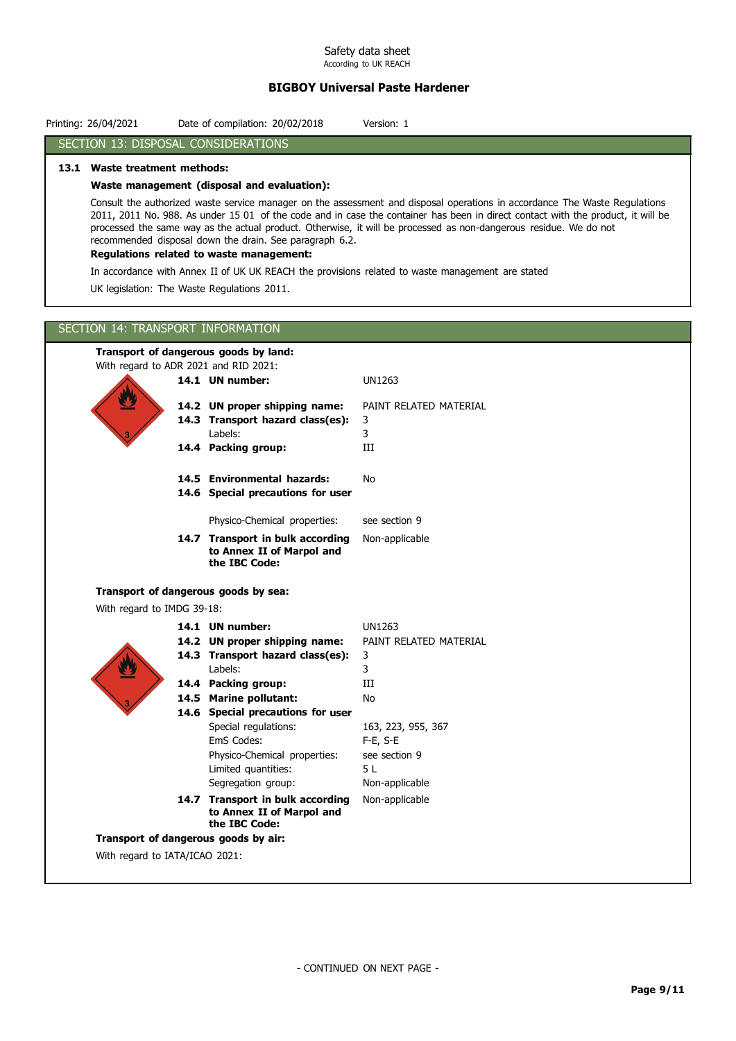## SECTION 13: DISPOSAL CONSIDERATIONS

### 13.1 Waste treatment methods:

**Waste management (disposal and evaluation):**

Consult the authorized waste service manager on the assessment and disposal operations in accordance The Waste Regulations 2011, 2011 No. 988. As under 15 01 of the code and in case the container has been in direct contact with the product, it will be processed the same way as the actual product. Otherwise, it will be processed as non-dangerous residue. We do not recommended disposal down the drain. See paragraph 6.2.

**Regulations related to waste management:**

In accordance with Annex II of UK UK REACH the provisions related to waste management are stated

UK legislation: The Waste Regulations 2011.

## SECTION 14: TRANSPORT INFORMATION

**Transport of dangerous goods by land:**

With regard to ADR 2021 and RID 2021:

| | |
|---|---|
| **14.1 UN number:** | UN1263 |
| **14.2 UN proper shipping name:** | PAINT RELATED MATERIAL |
| **14.3 Transport hazard class(es):** | 3 |
| Labels: | 3 |
| **14.4 Packing group:** | III |
| **14.5 Environmental hazards:** | No |
| **14.6 Special precautions for user** | |
| Physico-Chemical properties: | see section 9 |
| **14.7 Transport in bulk according to Annex II of Marpol and the IBC Code:** | Non-applicable |

**Transport of dangerous goods by sea:**

With regard to IMDG 39-18:

| | |
|---|---|
| **14.1 UN number:** | UN1263 |
| **14.2 UN proper shipping name:** | PAINT RELATED MATERIAL |
| **14.3 Transport hazard class(es):** | 3 |
| Labels: | 3 |
| **14.4 Packing group:** | III |
| **14.5 Marine pollutant:** | No |
| **14.6 Special precautions for user** | |
| Special regulations: | 163, 223, 955, 367 |
| EmS Codes: | F-E, S-E |
| Physico-Chemical properties: | see section 9 |
| Limited quantities: | 5 L |
| Segregation group: | Non-applicable |
| **14.7 Transport in bulk according to Annex II of Marpol and the IBC Code:** | Non-applicable |

**Transport of dangerous goods by air:**

With regard to IATA/ICAO 2021: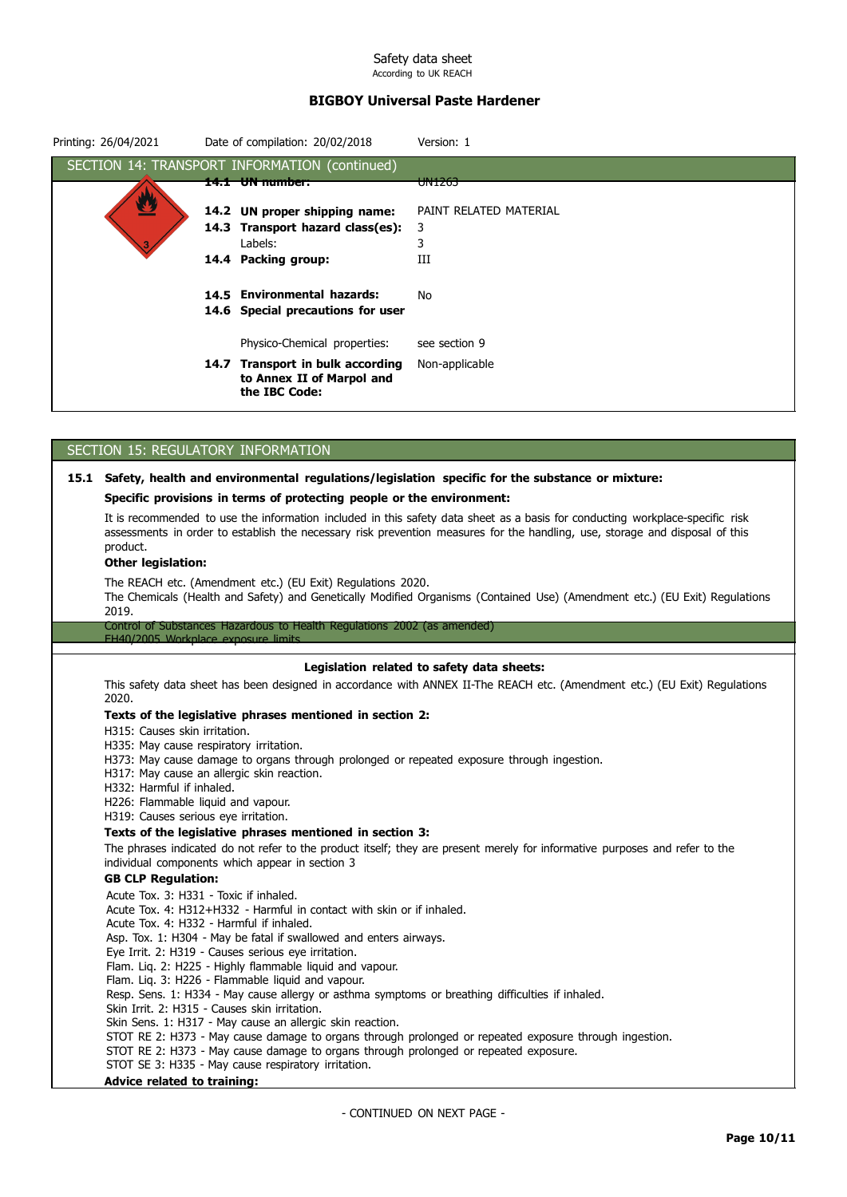## SECTION 14: TRANSPORT INFORMATION (continued)

| | |
|---|---|
| **14.1 UN number:** | UN1263 |
| **14.2 UN proper shipping name:** | PAINT RELATED MATERIAL |
| **14.3 Transport hazard class(es):** | 3 |
| Labels: | 3 |
| **14.4 Packing group:** | III |
| **14.5 Environmental hazards:** | No |
| **14.6 Special precautions for user** | |
| Physico-Chemical properties: | see section 9 |
| **14.7 Transport in bulk according to Annex II of Marpol and the IBC Code:** | Non-applicable |

## SECTION 15: REGULATORY INFORMATION

**15.1 Safety, health and environmental regulations/legislation specific for the substance or mixture:**

**Specific provisions in terms of protecting people or the environment:**

It is recommended to use the information included in this safety data sheet as a basis for conducting workplace-specific risk assessments in order to establish the necessary risk prevention measures for the handling, use, storage and disposal of this product.

**Other legislation:**

The REACH etc. (Amendment etc.) (EU Exit) Regulations 2020.
The Chemicals (Health and Safety) and Genetically Modified Organisms (Contained Use) (Amendment etc.) (EU Exit) Regulations 2019.
Control of Substances Hazardous to Health Regulations 2002 (as amended)
EH40/2005 Workplace exposure limits

**Legislation related to safety data sheets:**

This safety data sheet has been designed in accordance with ANNEX II-The REACH etc. (Amendment etc.) (EU Exit) Regulations 2020.

**Texts of the legislative phrases mentioned in section 2:**

H315: Causes skin irritation.
H335: May cause respiratory irritation.
H373: May cause damage to organs through prolonged or repeated exposure through ingestion.
H317: May cause an allergic skin reaction.
H332: Harmful if inhaled.
H226: Flammable liquid and vapour.
H319: Causes serious eye irritation.

**Texts of the legislative phrases mentioned in section 3:**

The phrases indicated do not refer to the product itself; they are present merely for informative purposes and refer to the individual components which appear in section 3

**GB CLP Regulation:**

Acute Tox. 3: H331 - Toxic if inhaled.
Acute Tox. 4: H312+H332 - Harmful in contact with skin or if inhaled.
Acute Tox. 4: H332 - Harmful if inhaled.
Asp. Tox. 1: H304 - May be fatal if swallowed and enters airways.
Eye Irrit. 2: H319 - Causes serious eye irritation.
Flam. Liq. 2: H225 - Highly flammable liquid and vapour.
Flam. Liq. 3: H226 - Flammable liquid and vapour.
Resp. Sens. 1: H334 - May cause allergy or asthma symptoms or breathing difficulties if inhaled.
Skin Irrit. 2: H315 - Causes skin irritation.
Skin Sens. 1: H317 - May cause an allergic skin reaction.
STOT RE 2: H373 - May cause damage to organs through prolonged or repeated exposure through ingestion.
STOT RE 2: H373 - May cause damage to organs through prolonged or repeated exposure.
STOT SE 3: H335 - May cause respiratory irritation.

**Advice related to training:**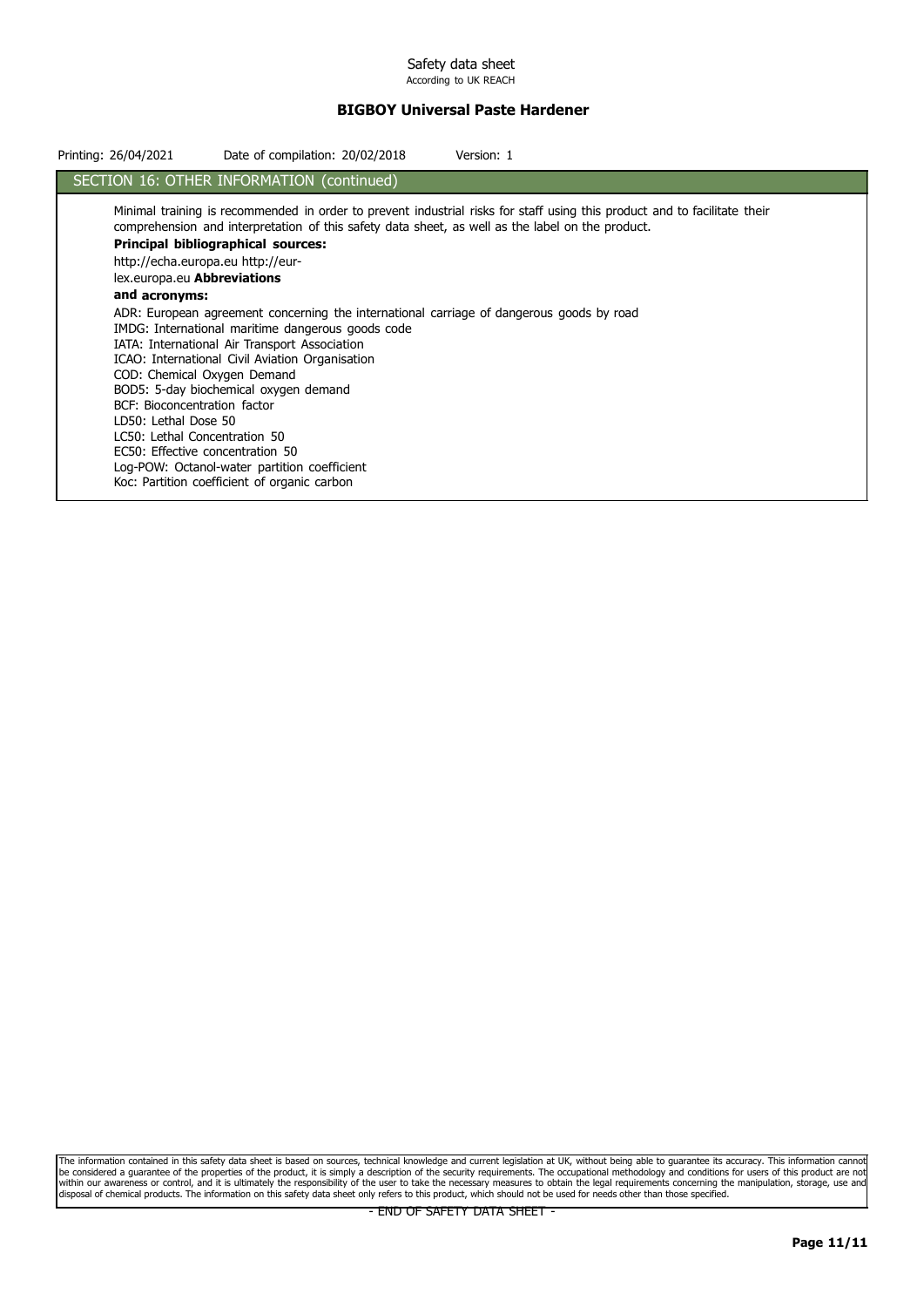## SECTION 16: OTHER INFORMATION (continued)

Minimal training is recommended in order to prevent industrial risks for staff using this product and to facilitate their comprehension and interpretation of this safety data sheet, as well as the label on the product.

**Principal bibliographical sources:**

http://echa.europa.eu http://eur-lex.europa.eu

**Abbreviations and acronyms:**

ADR: European agreement concerning the international carriage of dangerous goods by road
IMDG: International maritime dangerous goods code
IATA: International Air Transport Association
ICAO: International Civil Aviation Organisation
COD: Chemical Oxygen Demand
BOD5: 5-day biochemical oxygen demand
BCF: Bioconcentration factor
LD50: Lethal Dose 50
LC50: Lethal Concentration 50
EC50: Effective concentration 50
Log-POW: Octanol-water partition coefficient
Koc: Partition coefficient of organic carbon

The information contained in this safety data sheet is based on sources, technical knowledge and current legislation at UK, without being able to guarantee its accuracy. This information cannot be considered a guarantee of the properties of the product, it is simply a description of the security requirements. The occupational methodology and conditions for users of this product are not within our awareness or control, and it is ultimately the responsibility of the user to take the necessary measures to obtain the legal requirements concerning the manipulation, storage, use and disposal of chemical products. The information on this safety data sheet only refers to this product, which should not be used for needs other than those specified.

- END OF SAFETY DATA SHEET -